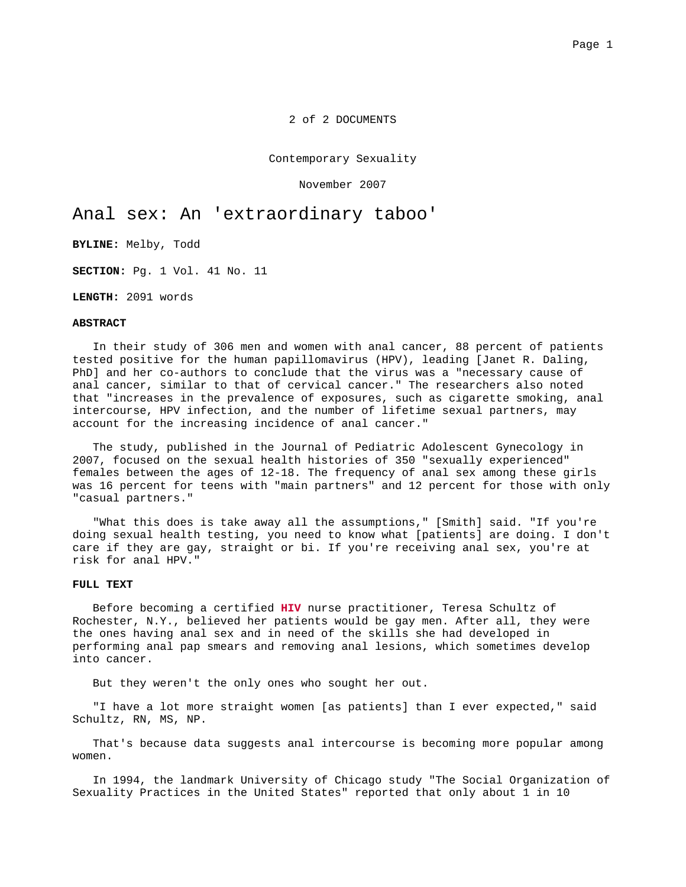2 of 2 DOCUMENTS

Contemporary Sexuality

November 2007

# Anal sex: An 'extraordinary taboo'

**BYLINE:** Melby, Todd

**SECTION:** Pg. 1 Vol. 41 No. 11

**LENGTH:** 2091 words

**ABSTRACT**

In their study of 306 men and women with anal cancer, 88 percent of patients tested positive for the human papillomavirus (HPV), leading [Janet R. Daling, PhD] and her co-authors to conclude that the virus was a "necessary cause of anal cancer, similar to that of cervical cancer." The researchers also noted that "increases in the prevalence of exposures, such as cigarette smoking, anal intercourse, HPV infection, and the number of lifetime sexual partners, may account for the increasing incidence of anal cancer."

The study, published in the Journal of Pediatric Adolescent Gynecology in 2007, focused on the sexual health histories of 350 "sexually experienced" females between the ages of 12-18. The frequency of anal sex among these girls was 16 percent for teens with "main partners" and 12 percent for those with only "casual partners."

"What this does is take away all the assumptions," [Smith] said. "If you're doing sexual health testing, you need to know what [patients] are doing. I don't care if they are gay, straight or bi. If you're receiving anal sex, you're at risk for anal HPV."

**FULL TEXT**

Before becoming a certified **HIV** nurse practitioner, Teresa Schultz of Rochester, N.Y., believed her patients would be gay men. After all, they were the ones having anal sex and in need of the skills she had developed in performing anal pap smears and removing anal lesions, which sometimes develop into cancer.

But they weren't the only ones who sought her out.

"I have a lot more straight women [as patients] than I ever expected," said Schultz, RN, MS, NP.

That's because data suggests anal intercourse is becoming more popular among women.

In 1994, the landmark University of Chicago study "The Social Organization of Sexuality Practices in the United States" reported that only about 1 in 10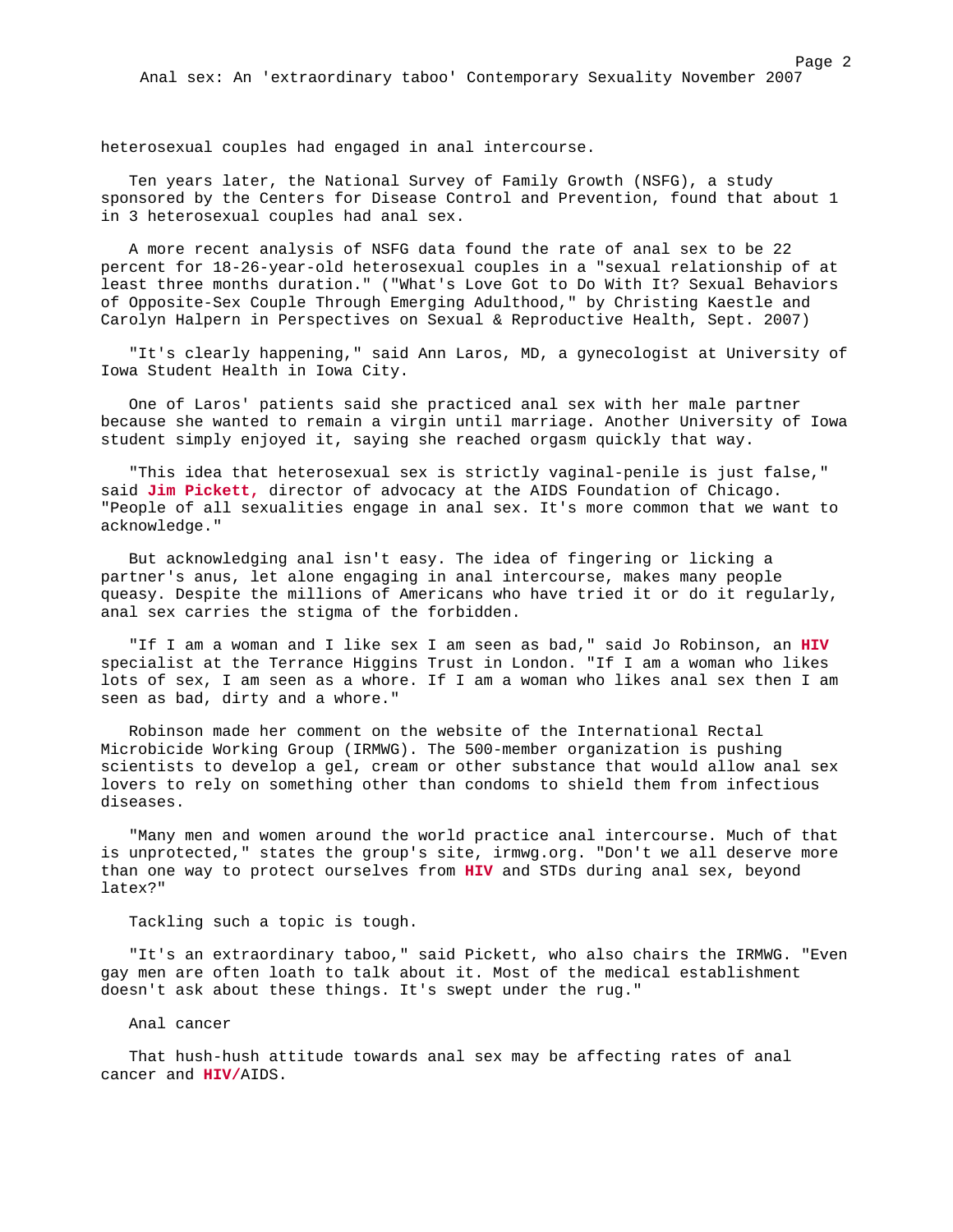heterosexual couples had engaged in anal intercourse.

Ten years later, the National Survey of Family Growth (NSFG), a study sponsored by the Centers for Disease Control and Prevention, found that about 1 in 3 heterosexual couples had anal sex.

A more recent analysis of NSFG data found the rate of anal sex to be 22 percent for 18-26-year-old heterosexual couples in a "sexual relationship of at least three months duration." ("What's Love Got to Do With It? Sexual Behaviors of Opposite-Sex Couple Through Emerging Adulthood," by Christing Kaestle and Carolyn Halpern in Perspectives on Sexual & Reproductive Health, Sept. 2007)

"It's clearly happening," said Ann Laros, MD, a gynecologist at University of Iowa Student Health in Iowa City.

One of Laros' patients said she practiced anal sex with her male partner because she wanted to remain a virgin until marriage. Another University of Iowa student simply enjoyed it, saying she reached orgasm quickly that way.

"This idea that heterosexual sex is strictly vaginal-penile is just false," said **Jim Pickett,** director of advocacy at the AIDS Foundation of Chicago. "People of all sexualities engage in anal sex. It's more common that we want to acknowledge."

But acknowledging anal isn't easy. The idea of fingering or licking a partner's anus, let alone engaging in anal intercourse, makes many people queasy. Despite the millions of Americans who have tried it or do it regularly, anal sex carries the stigma of the forbidden.

"If I am a woman and I like sex I am seen as bad," said Jo Robinson, an **HIV** specialist at the Terrance Higgins Trust in London. "If I am a woman who likes lots of sex, I am seen as a whore. If I am a woman who likes anal sex then I am seen as bad, dirty and a whore."

Robinson made her comment on the website of the International Rectal Microbicide Working Group (IRMWG). The 500-member organization is pushing scientists to develop a gel, cream or other substance that would allow anal sex lovers to rely on something other than condoms to shield them from infectious diseases.

"Many men and women around the world practice anal intercourse. Much of that is unprotected," states the group's site, irmwg.org. "Don't we all deserve more than one way to protect ourselves from **HIV** and STDs during anal sex, beyond latex?"

Tackling such a topic is tough.

"It's an extraordinary taboo," said Pickett, who also chairs the IRMWG. "Even gay men are often loath to talk about it. Most of the medical establishment doesn't ask about these things. It's swept under the rug."

## Anal cancer

That hush-hush attitude towards anal sex may be affecting rates of anal cancer and **HIV/**AIDS.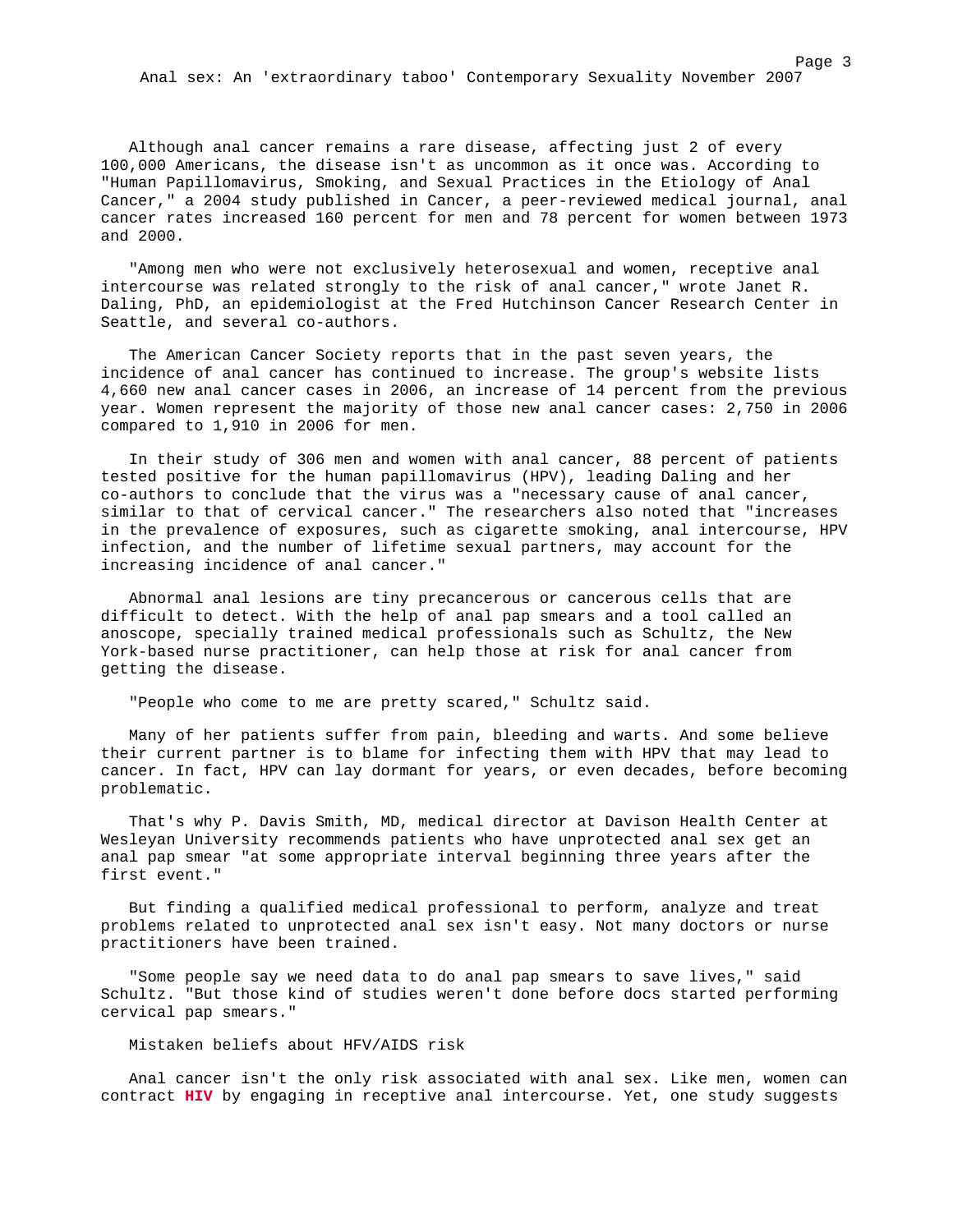Although anal cancer remains a rare disease, affecting just 2 of every 100,000 Americans, the disease isn't as uncommon as it once was. According to "Human Papillomavirus, Smoking, and Sexual Practices in the Etiology of Anal Cancer," a 2004 study published in Cancer, a peer-reviewed medical journal, anal cancer rates increased 160 percent for men and 78 percent for women between 1973 and 2000.

"Among men who were not exclusively heterosexual and women, receptive anal intercourse was related strongly to the risk of anal cancer," wrote Janet R. Daling, PhD, an epidemiologist at the Fred Hutchinson Cancer Research Center in Seattle, and several co-authors.

The American Cancer Society reports that in the past seven years, the incidence of anal cancer has continued to increase. The group's website lists 4,660 new anal cancer cases in 2006, an increase of 14 percent from the previous year. Women represent the majority of those new anal cancer cases: 2,750 in 2006 compared to 1,910 in 2006 for men.

In their study of 306 men and women with anal cancer, 88 percent of patients tested positive for the human papillomavirus (HPV), leading Daling and her co-authors to conclude that the virus was a "necessary cause of anal cancer, similar to that of cervical cancer." The researchers also noted that "increases in the prevalence of exposures, such as cigarette smoking, anal intercourse, HPV infection, and the number of lifetime sexual partners, may account for the increasing incidence of anal cancer."

Abnormal anal lesions are tiny precancerous or cancerous cells that are difficult to detect. With the help of anal pap smears and a tool called an anoscope, specially trained medical professionals such as Schultz, the New York-based nurse practitioner, can help those at risk for anal cancer from getting the disease.

"People who come to me are pretty scared," Schultz said.

Many of her patients suffer from pain, bleeding and warts. And some believe their current partner is to blame for infecting them with HPV that may lead to cancer. In fact, HPV can lay dormant for years, or even decades, before becoming problematic.

That's why P. Davis Smith, MD, medical director at Davison Health Center at Wesleyan University recommends patients who have unprotected anal sex get an anal pap smear "at some appropriate interval beginning three years after the first event."

But finding a qualified medical professional to perform, analyze and treat problems related to unprotected anal sex isn't easy. Not many doctors or nurse practitioners have been trained.

"Some people say we need data to do anal pap smears to save lives," said Schultz. "But those kind of studies weren't done before docs started performing cervical pap smears."

Mistaken beliefs about HFV/AIDS risk

Anal cancer isn't the only risk associated with anal sex. Like men, women can contract **HIV** by engaging in receptive anal intercourse. Yet, one study suggests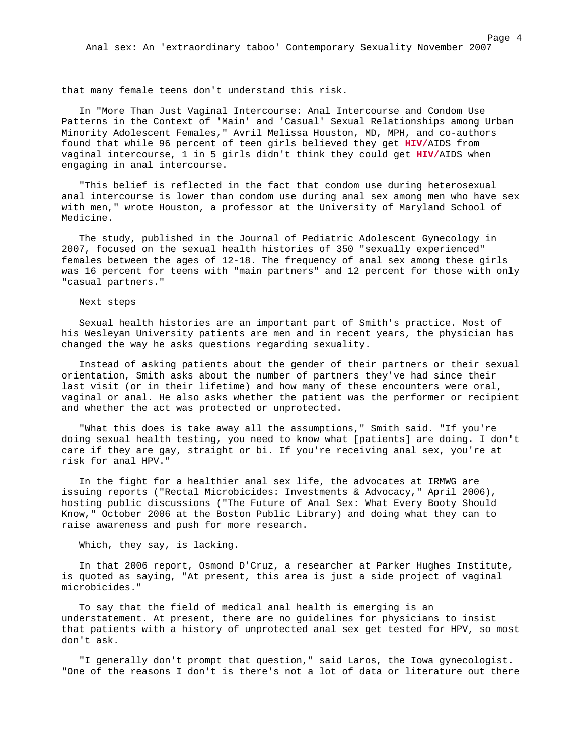that many female teens don't understand this risk.

In "More Than Just Vaginal Intercourse: Anal Intercourse and Condom Use Patterns in the Context of 'Main' and 'Casual' Sexual Relationships among Urban Minority Adolescent Females," Avril Melissa Houston, MD, MPH, and co-authors found that while 96 percent of teen girls believed they get **HIV/**AIDS from vaginal intercourse, 1 in 5 girls didn't think they could get **HIV/**AIDS when engaging in anal intercourse.

"This belief is reflected in the fact that condom use during heterosexual anal intercourse is lower than condom use during anal sex among men who have sex with men," wrote Houston, a professor at the University of Maryland School of Medicine.

The study, published in the Journal of Pediatric Adolescent Gynecology in 2007, focused on the sexual health histories of 350 "sexually experienced" females between the ages of 12-18. The frequency of anal sex among these girls was 16 percent for teens with "main partners" and 12 percent for those with only "casual partners."

Next steps

Sexual health histories are an important part of Smith's practice. Most of his Wesleyan University patients are men and in recent years, the physician has changed the way he asks questions regarding sexuality.

Instead of asking patients about the gender of their partners or their sexual orientation, Smith asks about the number of partners they've had since their last visit (or in their lifetime) and how many of these encounters were oral, vaginal or anal. He also asks whether the patient was the performer or recipient and whether the act was protected or unprotected.

"What this does is take away all the assumptions," Smith said. "If you're doing sexual health testing, you need to know what [patients] are doing. I don't care if they are gay, straight or bi. If you're receiving anal sex, you're at risk for anal HPV."

In the fight for a healthier anal sex life, the advocates at IRMWG are issuing reports ("Rectal Microbicides: Investments & Advocacy," April 2006), hosting public discussions ("The Future of Anal Sex: What Every Booty Should Know," October 2006 at the Boston Public Library) and doing what they can to raise awareness and push for more research.

Which, they say, is lacking.

In that 2006 report, Osmond D'Cruz, a researcher at Parker Hughes Institute, is quoted as saying, "At present, this area is just a side project of vaginal microbicides."

To say that the field of medical anal health is emerging is an understatement. At present, there are no guidelines for physicians to insist that patients with a history of unprotected anal sex get tested for HPV, so most don't ask.

"I generally don't prompt that question," said Laros, the Iowa gynecologist. "One of the reasons I don't is there's not a lot of data or literature out there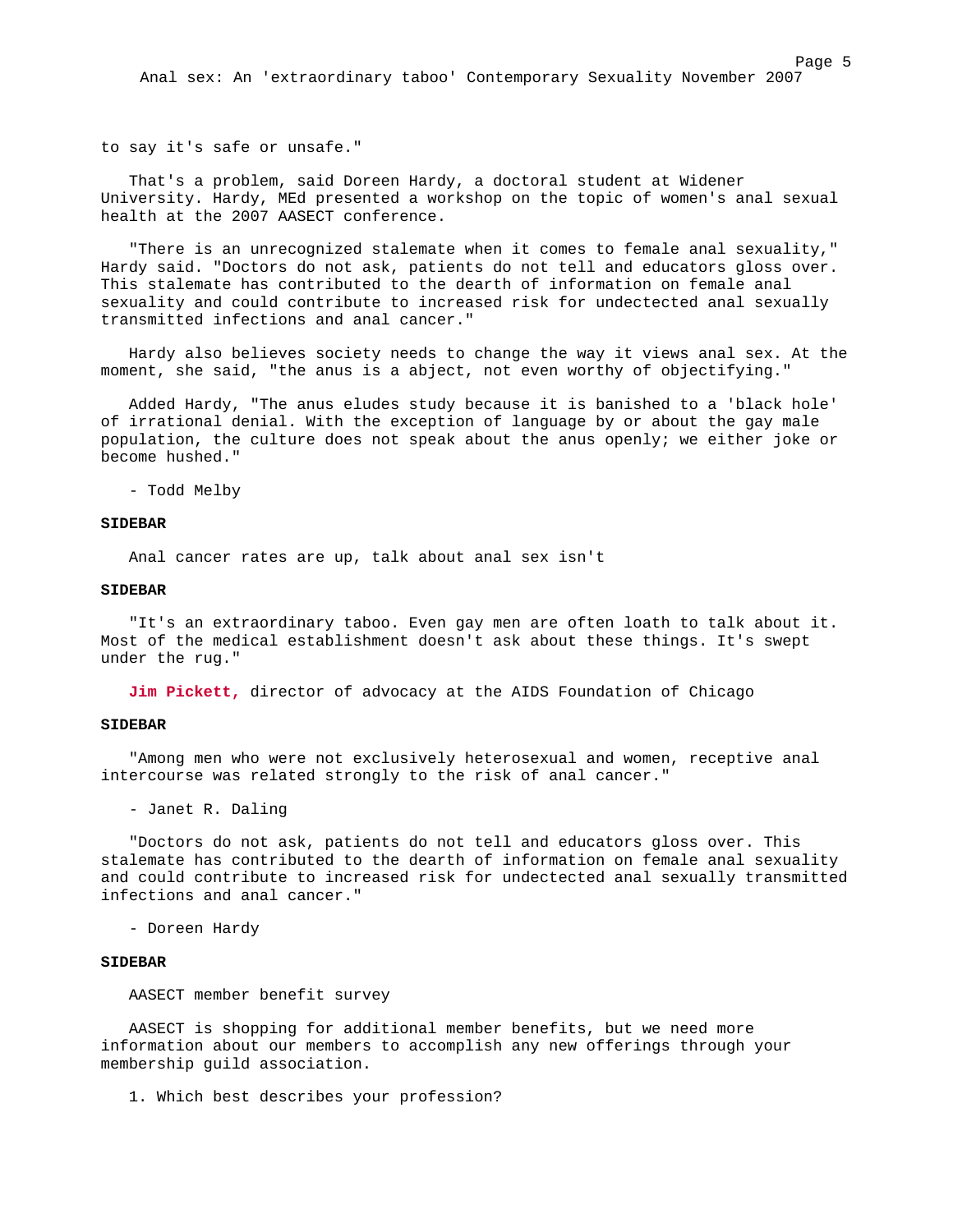to say it's safe or unsafe."

That's a problem, said Doreen Hardy, a doctoral student at Widener University. Hardy, MEd presented a workshop on the topic of women's anal sexual health at the 2007 AASECT conference.

"There is an unrecognized stalemate when it comes to female anal sexuality," Hardy said. "Doctors do not ask, patients do not tell and educators gloss over. This stalemate has contributed to the dearth of information on female anal sexuality and could contribute to increased risk for undectected anal sexually transmitted infections and anal cancer."

Hardy also believes society needs to change the way it views anal sex. At the moment, she said, "the anus is a abject, not even worthy of objectifying."

Added Hardy, "The anus eludes study because it is banished to a 'black hole' of irrational denial. With the exception of language by or about the gay male population, the culture does not speak about the anus openly; we either joke or become hushed."

- Todd Melby

**SIDEBAR**

Anal cancer rates are up, talk about anal sex isn't

**SIDEBAR**

"It's an extraordinary taboo. Even gay men are often loath to talk about it. Most of the medical establishment doesn't ask about these things. It's swept under the rug."

**Jim Pickett,** director of advocacy at the AIDS Foundation of Chicago

**SIDEBAR**

"Among men who were not exclusively heterosexual and women, receptive anal intercourse was related strongly to the risk of anal cancer."

- Janet R. Daling

"Doctors do not ask, patients do not tell and educators gloss over. This stalemate has contributed to the dearth of information on female anal sexuality and could contribute to increased risk for undectected anal sexually transmitted infections and anal cancer."

- Doreen Hardy

**SIDEBAR**

AASECT member benefit survey

AASECT is shopping for additional member benefits, but we need more information about our members to accomplish any new offerings through your membership guild association.

1. Which best describes your profession?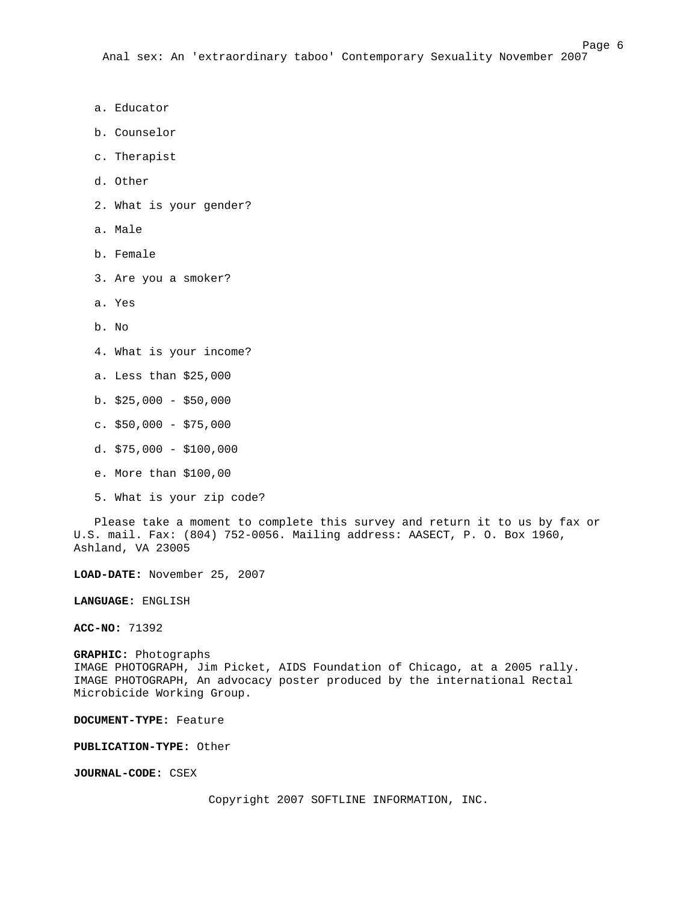a. Educator

b. Counselor

c. Therapist

d. Other

2. What is your gender?

a. Male

b. Female

3. Are you a smoker?

a. Yes

b. No

4. What is your income?

a. Less than $25,000

b. $25,000 - $50,000

c. $50,000 - $75,000

d. $75,000 - $100,000

e. More than $100,00

5. What is your zip code?

Please take a moment to complete this survey and return it to us by fax or U.S. mail. Fax: (804) 752-0056. Mailing address: AASECT, P. O. Box 1960, Ashland, VA 23005

**LOAD-DATE:** November 25, 2007

**LANGUAGE:** ENGLISH

**ACC-NO:** 71392

**GRAPHIC:** Photographs
IMAGE PHOTOGRAPH, Jim Picket, AIDS Foundation of Chicago, at a 2005 rally.
IMAGE PHOTOGRAPH, An advocacy poster produced by the international Rectal Microbicide Working Group.

**DOCUMENT-TYPE:** Feature

**PUBLICATION-TYPE:** Other

**JOURNAL-CODE:** CSEX

Copyright 2007 SOFTLINE INFORMATION, INC.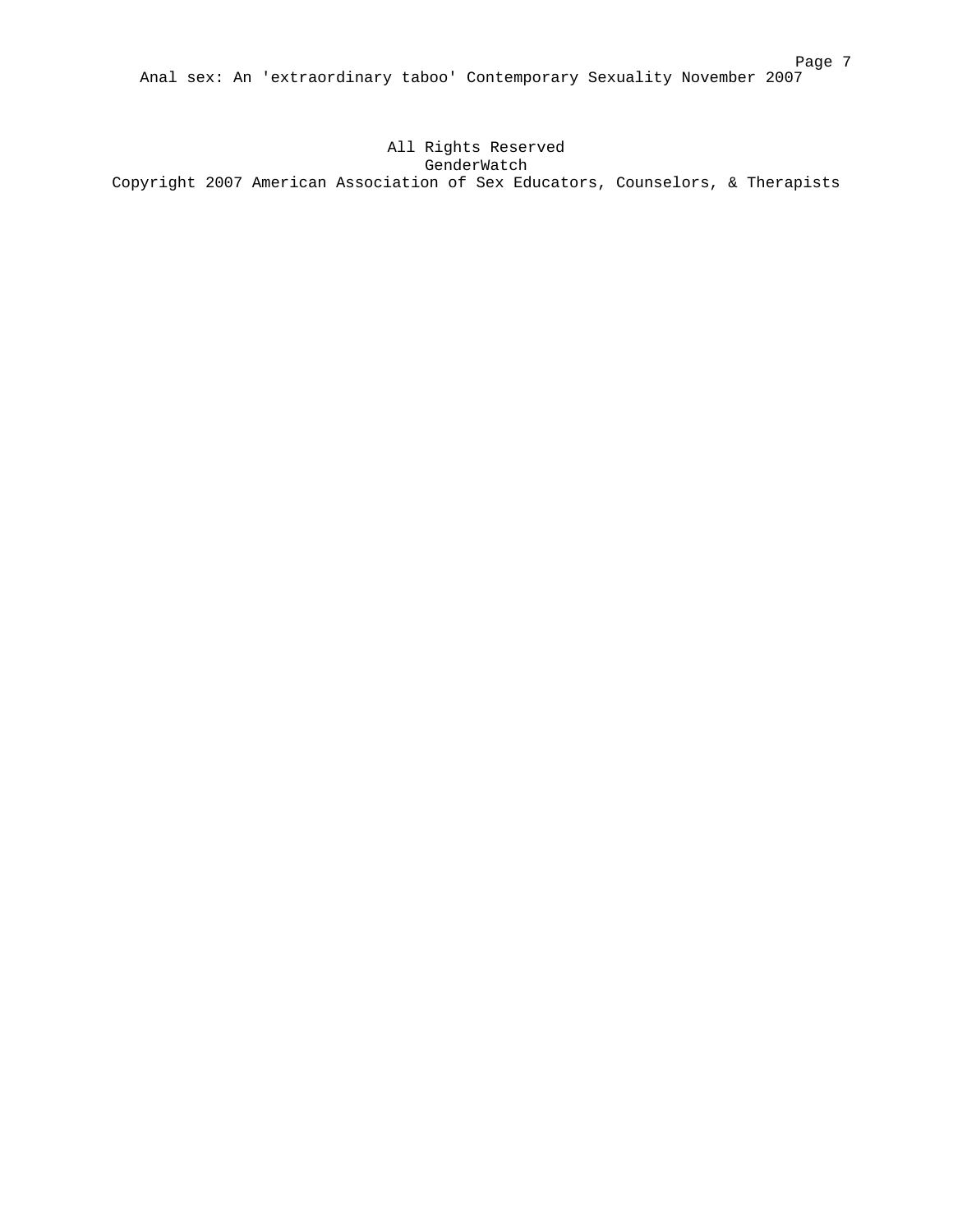All Rights Reserved
GenderWatch
Copyright 2007 American Association of Sex Educators, Counselors, & Therapists